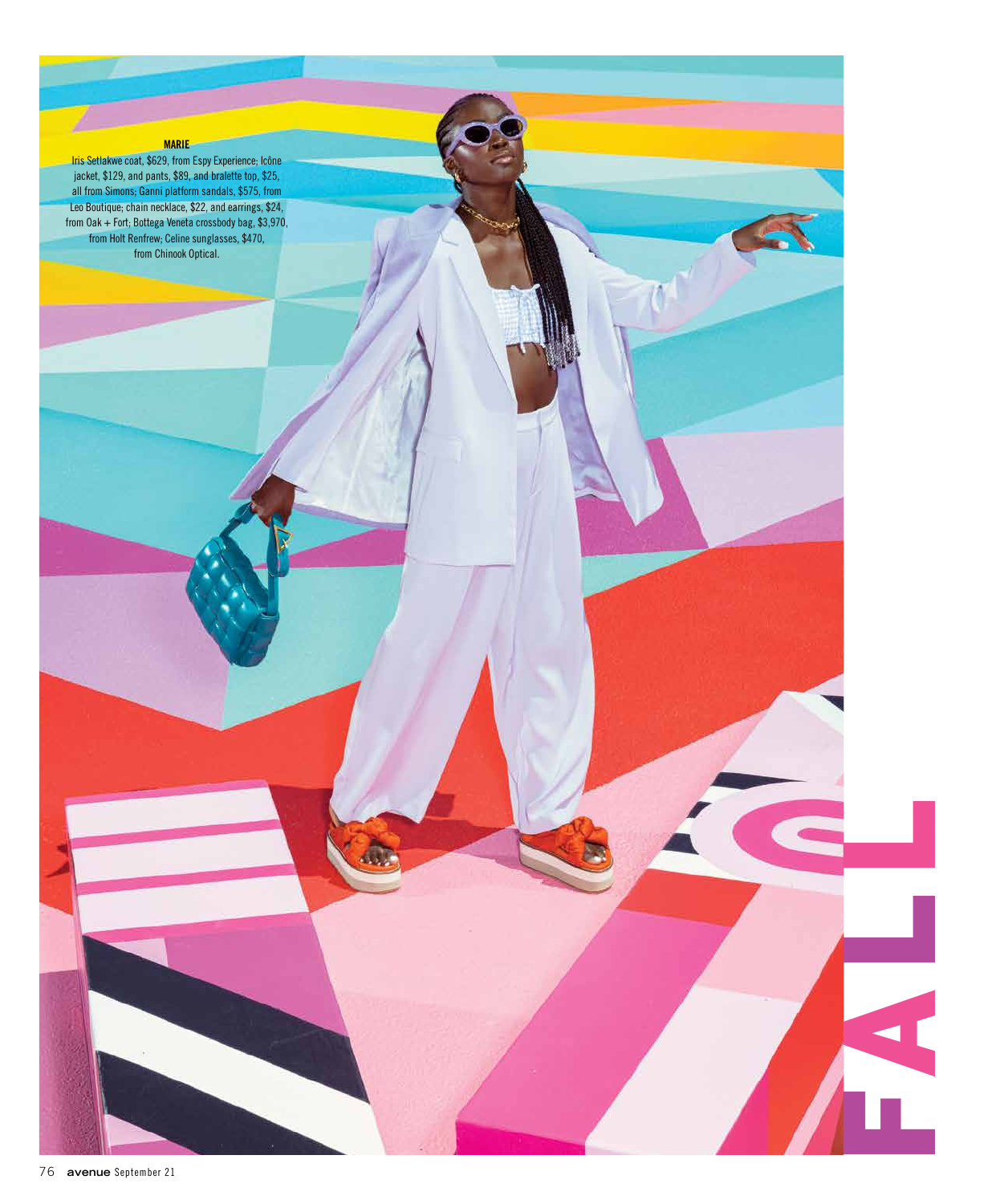**MARIE**

Iris Setlakwe coat, $629, from Espy Experience; Icône jacket, $129, and pants, $89, and bralette top, $25, all from Simons; Ganni platform sandals, $575, from Leo Boutique; chain necklace, $22, and earrings, $24, from Oak + Fort; Bottega Veneta crossbody bag, $3,970, from Holt Renfrew; Celine sunglasses, $470, from Chinook Optical.

FALL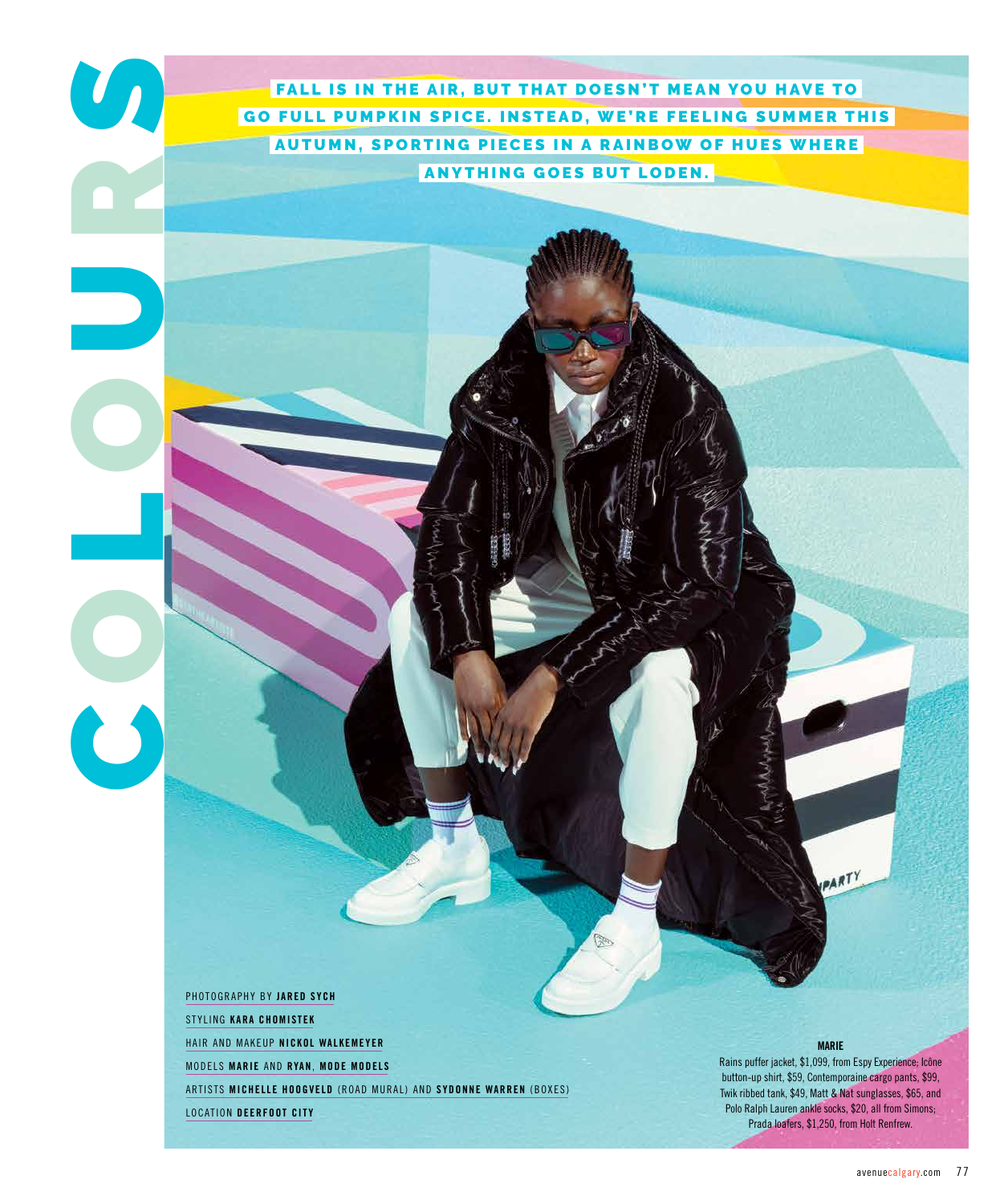# COLOURS

**FALL IS IN THE AIR, BUT THAT DOESN'T MEAN YOU HAVE TO GO FULL PUMPKIN SPICE. INSTEAD, WE'RE FEELING SUMMER THIS AUTUMN, SPORTING PIECES IN A RAINBOW OF HUES WHERE ANYTHING GOES BUT LODEN.**

PHOTOGRAPHY BY **JARED SYCH**

STYLING **KARA CHOMISTEK**

HAIR AND MAKEUP **NICKOL WALKEMEYER**

MODELS **MARIE** AND **RYAN**, **MODE MODELS**

ARTISTS **MICHELLE HOOGVELD** (ROAD MURAL) AND **SYDONNE WARREN** (BOXES)

LOCATION **DEERFOOT CITY**

**MARIE**

Rains puffer jacket, $1,099, from Espy Experience; Icône button-up shirt, $59, Contemporaine cargo pants, $99, Twik ribbed tank, $49, Matt & Nat sunglasses, $65, and Polo Ralph Lauren ankle socks, $20, all from Simons; Prada loafers, $1,250, from Holt Renfrew.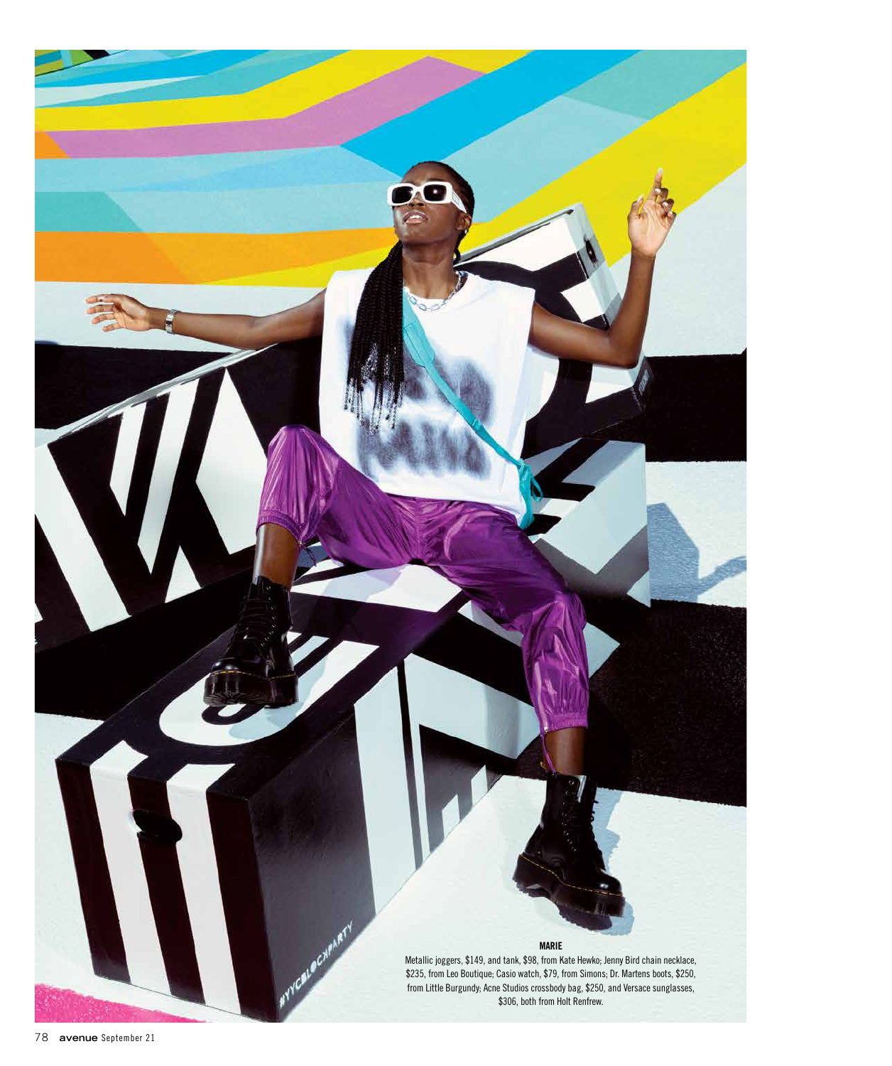**MARIE**

Metallic joggers, $149, and tank, $98, from Kate Hewko; Jenny Bird chain necklace, $235, from Leo Boutique; Casio watch, $79, from Simons; Dr. Martens boots, $250, from Little Burgundy; Acne Studios crossbody bag, $250, and Versace sunglasses, $306, both from Holt Renfrew.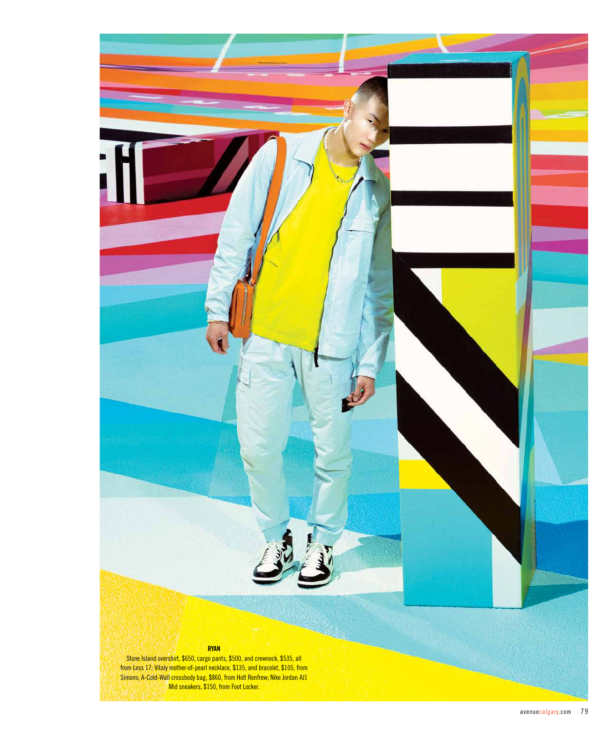**RYAN**

Stone Island overshirt, $650, cargo pants, $500, and crewneck, $535, all from Less 17; Vitaly mother-of-pearl necklace, $135, and bracelet, $105, from Simons; A-Cold-Wall crossbody bag, $860, from Holt Renfrew; Nike Jordan AJ1 Mid sneakers, $150, from Foot Locker.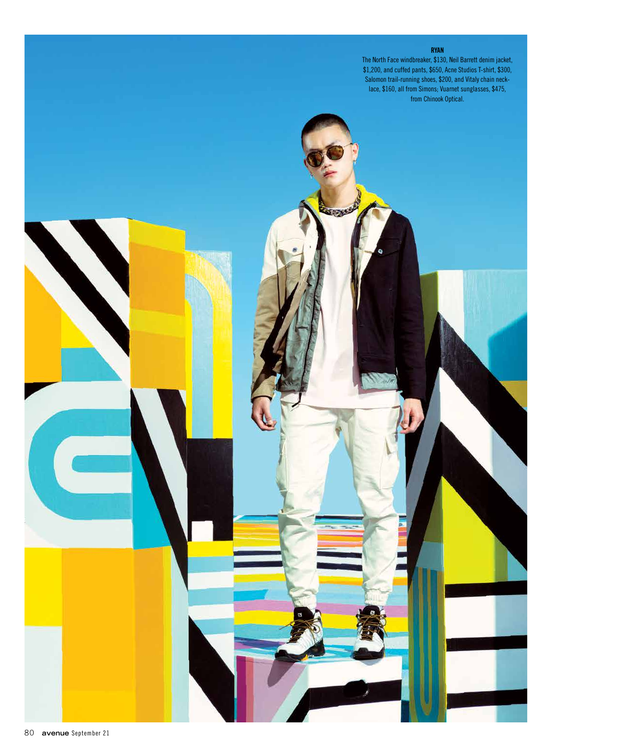**RYAN**

The North Face windbreaker, $130, Neil Barrett denim jacket, $1,200, and cuffed pants, $650, Acne Studios T-shirt, $300, Salomon trail-running shoes, $200, and Vitaly chain necklace, $160, all from Simons; Vuarnet sunglasses, $475, from Chinook Optical.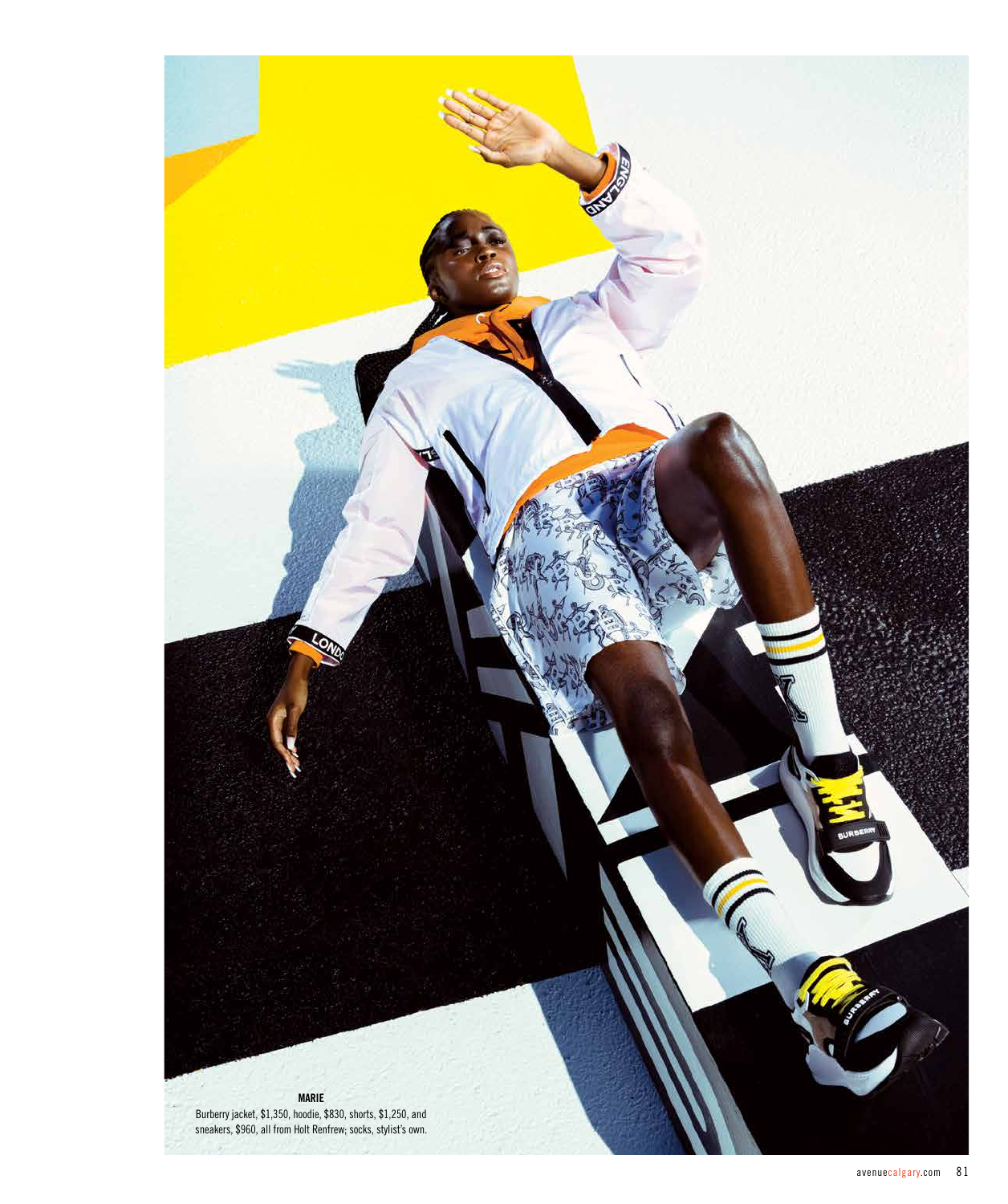**MARIE**

Burberry jacket, $1,350, hoodie, $830, shorts, $1,250, and sneakers, $960, all from Holt Renfrew; socks, stylist's own.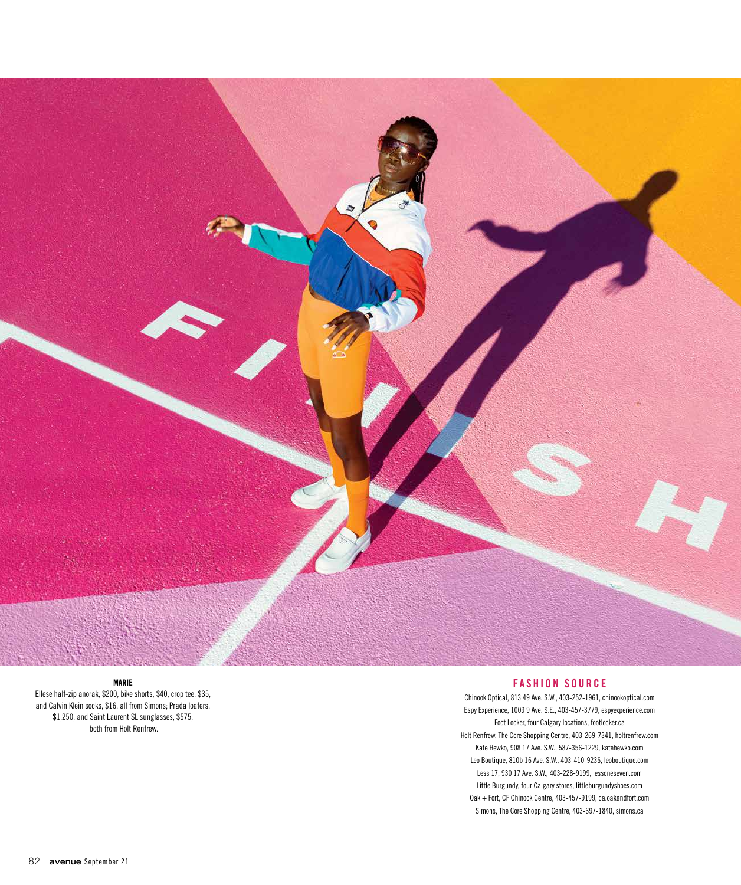**MARIE**

Ellese half-zip anorak, $200, bike shorts, $40, crop tee, $35, and Calvin Klein socks, $16, all from Simons; Prada loafers, $1,250, and Saint Laurent SL sunglasses, $575, both from Holt Renfrew.

## FASHION SOURCE

Chinook Optical, 813 49 Ave. S.W., 403-252-1961, chinookoptical.com
Espy Experience, 1009 9 Ave. S.E., 403-457-3779, espyexperience.com
Foot Locker, four Calgary locations, footlocker.ca
Holt Renfrew, The Core Shopping Centre, 403-269-7341, holtrenfrew.com
Kate Hewko, 908 17 Ave. S.W., 587-356-1229, katehewko.com
Leo Boutique, 810b 16 Ave. S.W., 403-410-9236, leoboutique.com
Less 17, 930 17 Ave. S.W., 403-228-9199, lessoneseven.com
Little Burgundy, four Calgary stores, littleburgundyshoes.com
Oak + Fort, CF Chinook Centre, 403-457-9199, ca.oakandfort.com
Simons, The Core Shopping Centre, 403-697-1840, simons.ca